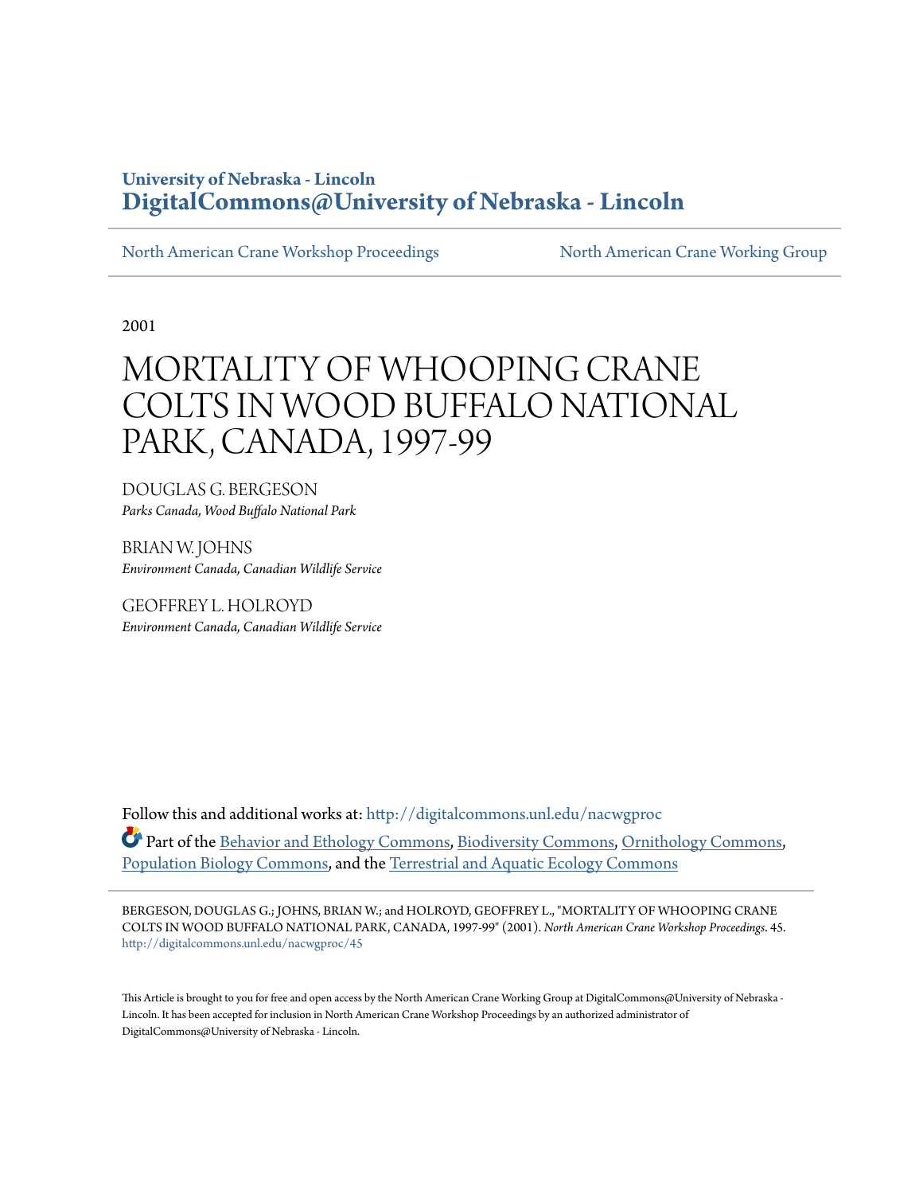**University of Nebraska - Lincoln**
**DigitalCommons@University of Nebraska - Lincoln**

North American Crane Workshop Proceedings | North American Crane Working Group

2001

# MORTALITY OF WHOOPING CRANE COLTS IN WOOD BUFFALO NATIONAL PARK, CANADA, 1997-99

DOUGLAS G. BERGESON
*Parks Canada, Wood Buffalo National Park*

BRIAN W. JOHNS
*Environment Canada, Canadian Wildlife Service*

GEOFFREY L. HOLROYD
*Environment Canada, Canadian Wildlife Service*

Follow this and additional works at: http://digitalcommons.unl.edu/nacwgproc

Part of the Behavior and Ethology Commons, Biodiversity Commons, Ornithology Commons, Population Biology Commons, and the Terrestrial and Aquatic Ecology Commons

BERGESON, DOUGLAS G.; JOHNS, BRIAN W.; and HOLROYD, GEOFFREY L., "MORTALITY OF WHOOPING CRANE COLTS IN WOOD BUFFALO NATIONAL PARK, CANADA, 1997-99" (2001). *North American Crane Workshop Proceedings*. 45.
http://digitalcommons.unl.edu/nacwgproc/45

This Article is brought to you for free and open access by the North American Crane Working Group at DigitalCommons@University of Nebraska - Lincoln. It has been accepted for inclusion in North American Crane Workshop Proceedings by an authorized administrator of DigitalCommons@University of Nebraska - Lincoln.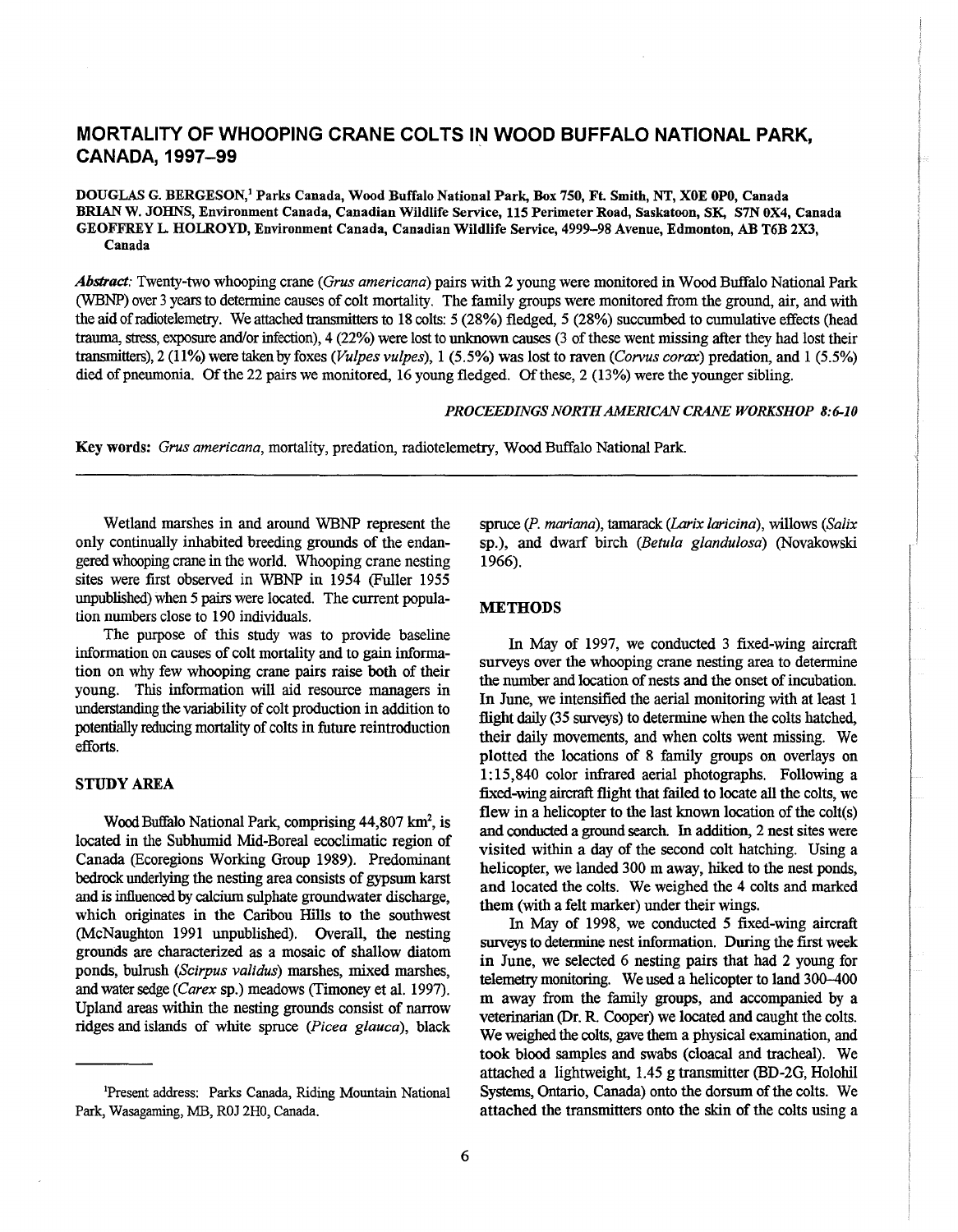# MORTALITY OF WHOOPING CRANE COLTS IN WOOD BUFFALO NATIONAL PARK, CANADA, 1997–99

**DOUGLAS G. BERGESON,[1]** Parks Canada, Wood Buffalo National Park, Box 750, Ft. Smith, NT, X0E 0P0, Canada
**BRIAN W. JOHNS,** Environment Canada, Canadian Wildlife Service, 115 Perimeter Road, Saskatoon, SK, S7N 0X4, Canada
**GEOFFREY L. HOLROYD,** Environment Canada, Canadian Wildlife Service, 4999–98 Avenue, Edmonton, AB T6B 2X3, Canada

***Abstract:*** Twenty-two whooping crane (*Grus americana*) pairs with 2 young were monitored in Wood Buffalo National Park (WBNP) over 3 years to determine causes of colt mortality. The family groups were monitored from the ground, air, and with the aid of radiotelemetry. We attached transmitters to 18 colts: 5 (28%) fledged, 5 (28%) succumbed to cumulative effects (head trauma, stress, exposure and/or infection), 4 (22%) were lost to unknown causes (3 of these went missing after they had lost their transmitters), 2 (11%) were taken by foxes (*Vulpes vulpes*), 1 (5.5%) was lost to raven (*Corvus corax*) predation, and 1 (5.5%) died of pneumonia. Of the 22 pairs we monitored, 16 young fledged. Of these, 2 (13%) were the younger sibling.

*PROCEEDINGS NORTH AMERICAN CRANE WORKSHOP 8:6-10*

**Key words:** *Grus americana*, mortality, predation, radiotelemetry, Wood Buffalo National Park.

---

Wetland marshes in and around WBNP represent the only continually inhabited breeding grounds of the endangered whooping crane in the world. Whooping crane nesting sites were first observed in WBNP in 1954 (Fuller 1955 unpublished) when 5 pairs were located. The current population numbers close to 190 individuals.

The purpose of this study was to provide baseline information on causes of colt mortality and to gain information on why few whooping crane pairs raise both of their young. This information will aid resource managers in understanding the variability of colt production in addition to potentially reducing mortality of colts in future reintroduction efforts.

## STUDY AREA

Wood Buffalo National Park, comprising 44,807 km$^2$, is located in the Subhumid Mid-Boreal ecoclimatic region of Canada (Ecoregions Working Group 1989). Predominant bedrock underlying the nesting area consists of gypsum karst and is influenced by calcium sulphate groundwater discharge, which originates in the Caribou Hills to the southwest (McNaughton 1991 unpublished). Overall, the nesting grounds are characterized as a mosaic of shallow diatom ponds, bulrush (*Scirpus validus*) marshes, mixed marshes, and water sedge (*Carex* sp.) meadows (Timoney et al. 1997). Upland areas within the nesting grounds consist of narrow ridges and islands of white spruce (*Picea glauca*), black spruce (*P. mariana*), tamarack (*Larix laricina*), willows (*Salix* sp.), and dwarf birch (*Betula glandulosa*) (Novakowski 1966).

## METHODS

In May of 1997, we conducted 3 fixed-wing aircraft surveys over the whooping crane nesting area to determine the number and location of nests and the onset of incubation. In June, we intensified the aerial monitoring with at least 1 flight daily (35 surveys) to determine when the colts hatched, their daily movements, and when colts went missing. We plotted the locations of 8 family groups on overlays on 1:15,840 color infrared aerial photographs. Following a fixed-wing aircraft flight that failed to locate all the colts, we flew in a helicopter to the last known location of the colt(s) and conducted a ground search. In addition, 2 nest sites were visited within a day of the second colt hatching. Using a helicopter, we landed 300 m away, hiked to the nest ponds, and located the colts. We weighed the 4 colts and marked them (with a felt marker) under their wings.

In May of 1998, we conducted 5 fixed-wing aircraft surveys to determine nest information. During the first week in June, we selected 6 nesting pairs that had 2 young for telemetry monitoring. We used a helicopter to land 300–400 m away from the family groups, and accompanied by a veterinarian (Dr. R. Cooper) we located and caught the colts. We weighed the colts, gave them a physical examination, and took blood samples and swabs (cloacal and tracheal). We attached a lightweight, 1.45 g transmitter (BD-2G, Holohil Systems, Ontario, Canada) onto the dorsum of the colts. We attached the transmitters onto the skin of the colts using a

---

[1] Present address: Parks Canada, Riding Mountain National Park, Wasagaming, MB, R0J 2H0, Canada.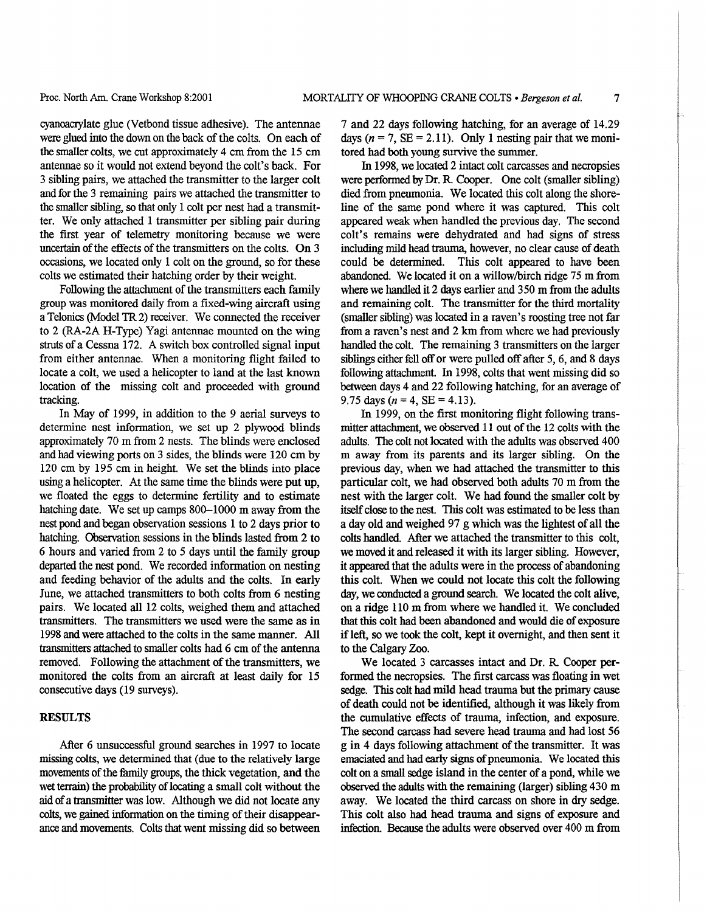cyanoacrylate glue (Vetbond tissue adhesive). The antennae were glued into the down on the back of the colts. On each of the smaller colts, we cut approximately 4 cm from the 15 cm antennae so it would not extend beyond the colt's back. For 3 sibling pairs, we attached the transmitter to the larger colt and for the 3 remaining pairs we attached the transmitter to the smaller sibling, so that only 1 colt per nest had a transmitter. We only attached 1 transmitter per sibling pair during the first year of telemetry monitoring because we were uncertain of the effects of the transmitters on the colts. On 3 occasions, we located only 1 colt on the ground, so for these colts we estimated their hatching order by their weight.

Following the attachment of the transmitters each family group was monitored daily from a fixed-wing aircraft using a Telonics (Model TR 2) receiver. We connected the receiver to 2 (RA-2A H-Type) Yagi antennae mounted on the wing struts of a Cessna 172. A switch box controlled signal input from either antennae. When a monitoring flight failed to locate a colt, we used a helicopter to land at the last known location of the missing colt and proceeded with ground tracking.

In May of 1999, in addition to the 9 aerial surveys to determine nest information, we set up 2 plywood blinds approximately 70 m from 2 nests. The blinds were enclosed and had viewing ports on 3 sides, the blinds were 120 cm by 120 cm by 195 cm in height. We set the blinds into place using a helicopter. At the same time the blinds were put up, we floated the eggs to determine fertility and to estimate hatching date. We set up camps 800–1000 m away from the nest pond and began observation sessions 1 to 2 days prior to hatching. Observation sessions in the blinds lasted from 2 to 6 hours and varied from 2 to 5 days until the family group departed the nest pond. We recorded information on nesting and feeding behavior of the adults and the colts. In early June, we attached transmitters to both colts from 6 nesting pairs. We located all 12 colts, weighed them and attached transmitters. The transmitters we used were the same as in 1998 and were attached to the colts in the same manner. All transmitters attached to smaller colts had 6 cm of the antenna removed. Following the attachment of the transmitters, we monitored the colts from an aircraft at least daily for 15 consecutive days (19 surveys).

## RESULTS

After 6 unsuccessful ground searches in 1997 to locate missing colts, we determined that (due to the relatively large movements of the family groups, the thick vegetation, and the wet terrain) the probability of locating a small colt without the aid of a transmitter was low. Although we did not locate any colts, we gained information on the timing of their disappearance and movements. Colts that went missing did so between 7 and 22 days following hatching, for an average of 14.29 days ($n$ = 7, SE = 2.11). Only 1 nesting pair that we monitored had both young survive the summer.

In 1998, we located 2 intact colt carcasses and necropsies were performed by Dr. R. Cooper. One colt (smaller sibling) died from pneumonia. We located this colt along the shoreline of the same pond where it was captured. This colt appeared weak when handled the previous day. The second colt's remains were dehydrated and had signs of stress including mild head trauma, however, no clear cause of death could be determined. This colt appeared to have been abandoned. We located it on a willow/birch ridge 75 m from where we handled it 2 days earlier and 350 m from the adults and remaining colt. The transmitter for the third mortality (smaller sibling) was located in a raven's roosting tree not far from a raven's nest and 2 km from where we had previously handled the colt. The remaining 3 transmitters on the larger siblings either fell off or were pulled off after 5, 6, and 8 days following attachment. In 1998, colts that went missing did so between days 4 and 22 following hatching, for an average of 9.75 days ($n$ = 4, SE = 4.13).

In 1999, on the first monitoring flight following transmitter attachment, we observed 11 out of the 12 colts with the adults. The colt not located with the adults was observed 400 m away from its parents and its larger sibling. On the previous day, when we had attached the transmitter to this particular colt, we had observed both adults 70 m from the nest with the larger colt. We had found the smaller colt by itself close to the nest. This colt was estimated to be less than a day old and weighed 97 g which was the lightest of all the colts handled. After we attached the transmitter to this colt, we moved it and released it with its larger sibling. However, it appeared that the adults were in the process of abandoning this colt. When we could not locate this colt the following day, we conducted a ground search. We located the colt alive, on a ridge 110 m from where we handled it. We concluded that this colt had been abandoned and would die of exposure if left, so we took the colt, kept it overnight, and then sent it to the Calgary Zoo.

We located 3 carcasses intact and Dr. R. Cooper performed the necropsies. The first carcass was floating in wet sedge. This colt had mild head trauma but the primary cause of death could not be identified, although it was likely from the cumulative effects of trauma, infection, and exposure. The second carcass had severe head trauma and had lost 56 g in 4 days following attachment of the transmitter. It was emaciated and had early signs of pneumonia. We located this colt on a small sedge island in the center of a pond, while we observed the adults with the remaining (larger) sibling 430 m away. We located the third carcass on shore in dry sedge. This colt also had head trauma and signs of exposure and infection. Because the adults were observed over 400 m from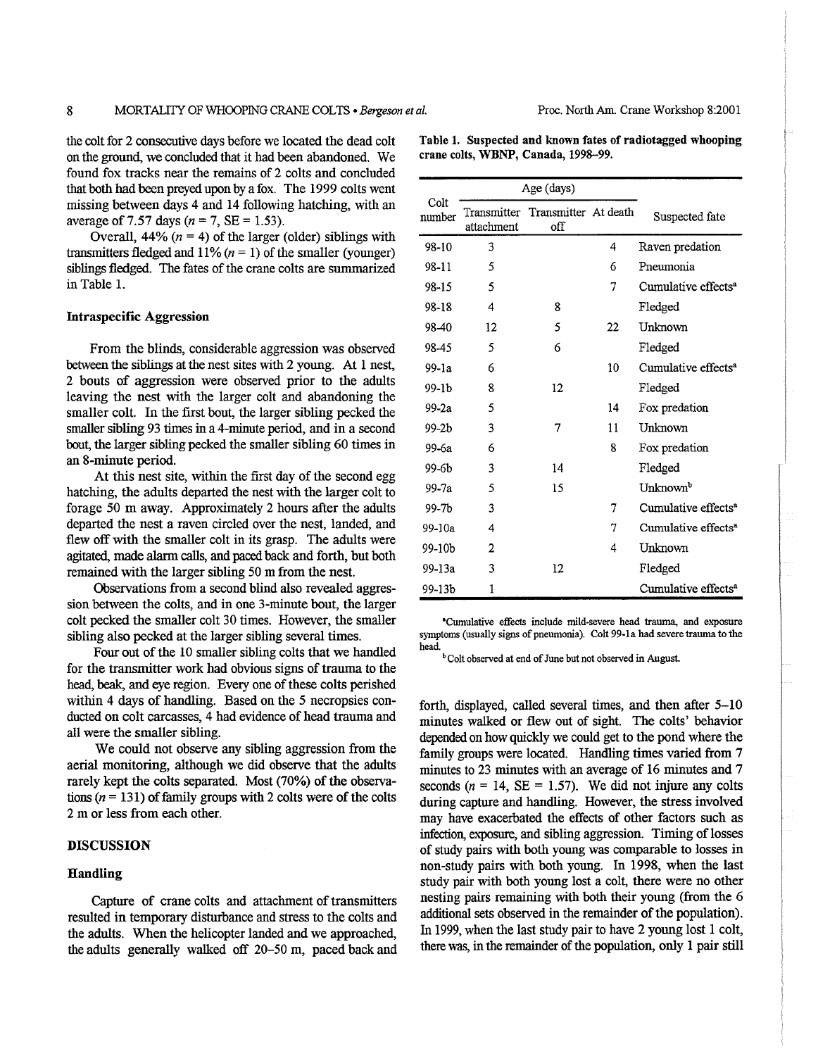the colt for 2 consecutive days before we located the dead colt on the ground, we concluded that it had been abandoned. We found fox tracks near the remains of 2 colts and concluded that both had been preyed upon by a fox. The 1999 colts went missing between days 4 and 14 following hatching, with an average of 7.57 days ($n = 7$, SE = 1.53).

Overall, 44% ($n = 4$) of the larger (older) siblings with transmitters fledged and 11% ($n = 1$) of the smaller (younger) siblings fledged. The fates of the crane colts are summarized in Table 1.

### Intraspecific Aggression

From the blinds, considerable aggression was observed between the siblings at the nest sites with 2 young. At 1 nest, 2 bouts of aggression were observed prior to the adults leaving the nest with the larger colt and abandoning the smaller colt. In the first bout, the larger sibling pecked the smaller sibling 93 times in a 4-minute period, and in a second bout, the larger sibling pecked the smaller sibling 60 times in an 8-minute period.

At this nest site, within the first day of the second egg hatching, the adults departed the nest with the larger colt to forage 50 m away. Approximately 2 hours after the adults departed the nest a raven circled over the nest, landed, and flew off with the smaller colt in its grasp. The adults were agitated, made alarm calls, and paced back and forth, but both remained with the larger sibling 50 m from the nest.

Observations from a second blind also revealed aggression between the colts, and in one 3-minute bout, the larger colt pecked the smaller colt 30 times. However, the smaller sibling also pecked at the larger sibling several times.

Four out of the 10 smaller sibling colts that we handled for the transmitter work had obvious signs of trauma to the head, beak, and eye region. Every one of these colts perished within 4 days of handling. Based on the 5 necropsies conducted on colt carcasses, 4 had evidence of head trauma and all were the smaller sibling.

We could not observe any sibling aggression from the aerial monitoring, although we did observe that the adults rarely kept the colts separated. Most (70%) of the observations ($n = 131$) of family groups with 2 colts were of the colts 2 m or less from each other.

## DISCUSSION

### Handling

Capture of crane colts and attachment of transmitters resulted in temporary disturbance and stress to the colts and the adults. When the helicopter landed and we approached, the adults generally walked off 20–50 m, paced back and forth, displayed, called several times, and then after 5–10 minutes walked or flew out of sight. The colts' behavior depended on how quickly we could get to the pond where the family groups were located. Handling times varied from 7 minutes to 23 minutes with an average of 16 minutes and 7 seconds ($n = 14$, SE = 1.57). We did not injure any colts during capture and handling. However, the stress involved may have exacerbated the effects of other factors such as infection, exposure, and sibling aggression. Timing of losses of study pairs with both young was comparable to losses in non-study pairs with both young. In 1998, when the last study pair with both young lost a colt, there were no other nesting pairs remaining with both their young (from the 6 additional sets observed in the remainder of the population). In 1999, when the last study pair to have 2 young lost 1 colt, there was, in the remainder of the population, only 1 pair still

**Table 1. Suspected and known fates of radiotagged whooping crane colts, WBNP, Canada, 1998–99.**

| Colt number | Age (days) | | | Suspected fate |
|---|---|---|---|---|
| | Transmitter attachment | Transmitter off | At death | |
| 98-10 | 3 | | 4 | Raven predation |
| 98-11 | 5 | | 6 | Pneumonia |
| 98-15 | 5 | | 7 | Cumulative effects[a] |
| 98-18 | 4 | 8 | | Fledged |
| 98-40 | 12 | 5 | 22 | Unknown |
| 98-45 | 5 | 6 | | Fledged |
| 99-1a | 6 | | 10 | Cumulative effects[a] |
| 99-1b | 8 | 12 | | Fledged |
| 99-2a | 5 | | 14 | Fox predation |
| 99-2b | 3 | 7 | 11 | Unknown |
| 99-6a | 6 | | 8 | Fox predation |
| 99-6b | 3 | 14 | | Fledged |
| 99-7a | 5 | 15 | | Unknown[b] |
| 99-7b | 3 | | 7 | Cumulative effects[a] |
| 99-10a | 4 | | 7 | Cumulative effects[a] |
| 99-10b | 2 | | 4 | Unknown |
| 99-13a | 3 | 12 | | Fledged |
| 99-13b | 1 | | | Cumulative effects[a] |

[a] Cumulative effects include mild-severe head trauma, and exposure symptoms (usually signs of pneumonia). Colt 99-1a had severe trauma to the head.

[b] Colt observed at end of June but not observed in August.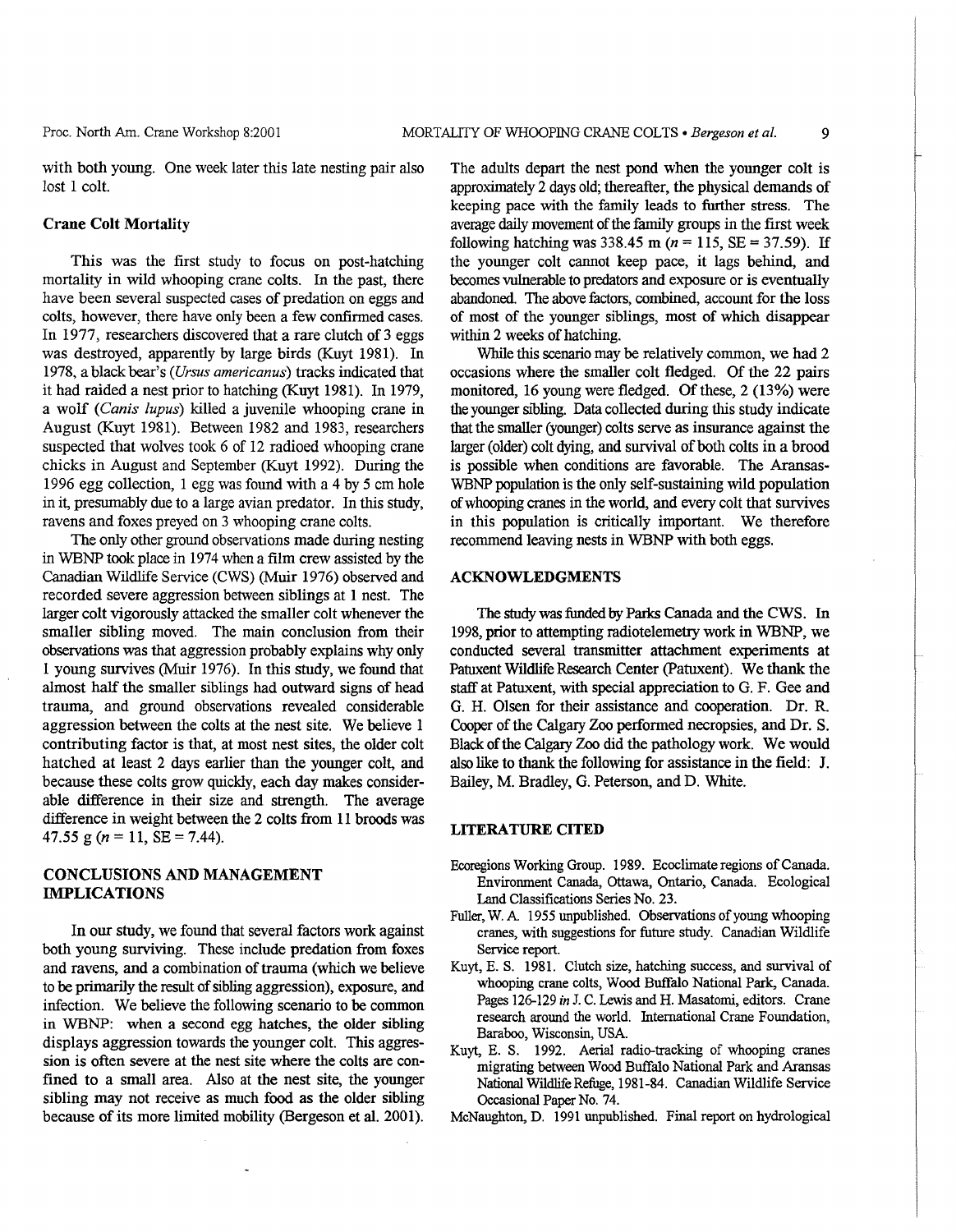with both young. One week later this late nesting pair also lost 1 colt.

### Crane Colt Mortality

This was the first study to focus on post-hatching mortality in wild whooping crane colts. In the past, there have been several suspected cases of predation on eggs and colts, however, there have only been a few confirmed cases. In 1977, researchers discovered that a rare clutch of 3 eggs was destroyed, apparently by large birds (Kuyt 1981). In 1978, a black bear's (*Ursus americanus*) tracks indicated that it had raided a nest prior to hatching (Kuyt 1981). In 1979, a wolf (*Canis lupus*) killed a juvenile whooping crane in August (Kuyt 1981). Between 1982 and 1983, researchers suspected that wolves took 6 of 12 radioed whooping crane chicks in August and September (Kuyt 1992). During the 1996 egg collection, 1 egg was found with a 4 by 5 cm hole in it, presumably due to a large avian predator. In this study, ravens and foxes preyed on 3 whooping crane colts.

The only other ground observations made during nesting in WBNP took place in 1974 when a film crew assisted by the Canadian Wildlife Service (CWS) (Muir 1976) observed and recorded severe aggression between siblings at 1 nest. The larger colt vigorously attacked the smaller colt whenever the smaller sibling moved. The main conclusion from their observations was that aggression probably explains why only 1 young survives (Muir 1976). In this study, we found that almost half the smaller siblings had outward signs of head trauma, and ground observations revealed considerable aggression between the colts at the nest site. We believe 1 contributing factor is that, at most nest sites, the older colt hatched at least 2 days earlier than the younger colt, and because these colts grow quickly, each day makes considerable difference in their size and strength. The average difference in weight between the 2 colts from 11 broods was 47.55 g ($n = 11$, SE = 7.44).

## CONCLUSIONS AND MANAGEMENT IMPLICATIONS

In our study, we found that several factors work against both young surviving. These include predation from foxes and ravens, and a combination of trauma (which we believe to be primarily the result of sibling aggression), exposure, and infection. We believe the following scenario to be common in WBNP: when a second egg hatches, the older sibling displays aggression towards the younger colt. This aggression is often severe at the nest site where the colts are confined to a small area. Also at the nest site, the younger sibling may not receive as much food as the older sibling because of its more limited mobility (Bergeson et al. 2001). The adults depart the nest pond when the younger colt is approximately 2 days old; thereafter, the physical demands of keeping pace with the family leads to further stress. The average daily movement of the family groups in the first week following hatching was 338.45 m ($n = 115$, SE = 37.59). If the younger colt cannot keep pace, it lags behind, and becomes vulnerable to predators and exposure or is eventually abandoned. The above factors, combined, account for the loss of most of the younger siblings, most of which disappear within 2 weeks of hatching.

While this scenario may be relatively common, we had 2 occasions where the smaller colt fledged. Of the 22 pairs monitored, 16 young were fledged. Of these, 2 (13%) were the younger sibling. Data collected during this study indicate that the smaller (younger) colts serve as insurance against the larger (older) colt dying, and survival of both colts in a brood is possible when conditions are favorable. The Aransas-WBNP population is the only self-sustaining wild population of whooping cranes in the world, and every colt that survives in this population is critically important. We therefore recommend leaving nests in WBNP with both eggs.

## ACKNOWLEDGMENTS

The study was funded by Parks Canada and the CWS. In 1998, prior to attempting radiotelemetry work in WBNP, we conducted several transmitter attachment experiments at Patuxent Wildlife Research Center (Patuxent). We thank the staff at Patuxent, with special appreciation to G. F. Gee and G. H. Olsen for their assistance and cooperation. Dr. R. Cooper of the Calgary Zoo performed necropsies, and Dr. S. Black of the Calgary Zoo did the pathology work. We would also like to thank the following for assistance in the field: J. Bailey, M. Bradley, G. Peterson, and D. White.

## LITERATURE CITED

Ecoregions Working Group. 1989. Ecoclimate regions of Canada. Environment Canada, Ottawa, Ontario, Canada. Ecological Land Classifications Series No. 23.

Fuller, W. A. 1955 unpublished. Observations of young whooping cranes, with suggestions for future study. Canadian Wildlife Service report.

Kuyt, E. S. 1981. Clutch size, hatching success, and survival of whooping crane colts, Wood Buffalo National Park, Canada. Pages 126-129 *in* J. C. Lewis and H. Masatomi, editors. Crane research around the world. International Crane Foundation, Baraboo, Wisconsin, USA.

Kuyt, E. S. 1992. Aerial radio-tracking of whooping cranes migrating between Wood Buffalo National Park and Aransas National Wildlife Refuge, 1981-84. Canadian Wildlife Service Occasional Paper No. 74.

McNaughton, D. 1991 unpublished. Final report on hydrological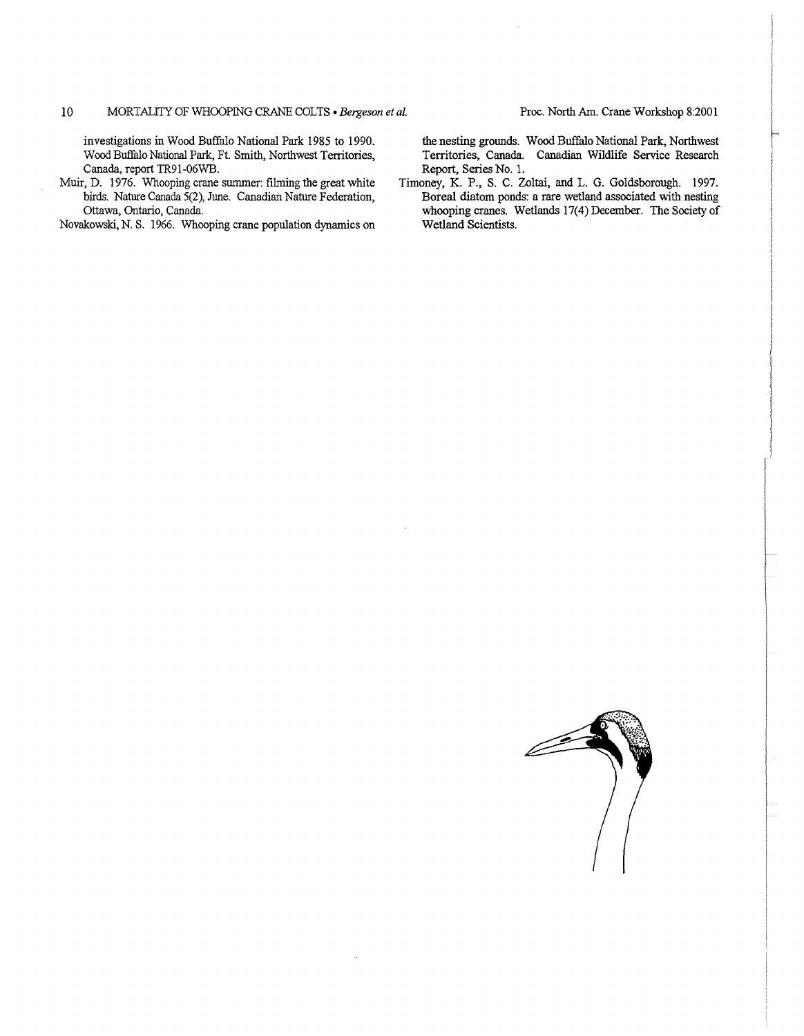investigations in Wood Buffalo National Park 1985 to 1990. Wood Buffalo National Park, Ft. Smith, Northwest Territories, Canada, report TR91-06WB.

Muir, D. 1976. Whooping crane summer: filming the great white birds. Nature Canada 5(2), June. Canadian Nature Federation, Ottawa, Ontario, Canada.

Novakowski, N. S. 1966. Whooping crane population dynamics on the nesting grounds. Wood Buffalo National Park, Northwest Territories, Canada. Canadian Wildlife Service Research Report, Series No. 1.

Timoney, K. P., S. C. Zoltai, and L. G. Goldsborough. 1997. Boreal diatom ponds: a rare wetland associated with nesting whooping cranes. Wetlands 17(4) December. The Society of Wetland Scientists.